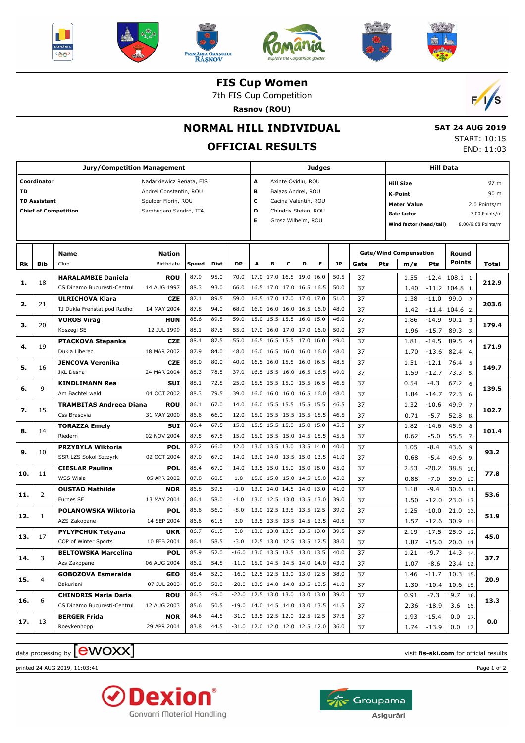# FIS Cup Women

7th FIS Cup Competition

**Rasnov (ROU)**

## NORMAL HILL INDIVIDUAL

## OFFICIAL RESULTS

**SAT 24 AUG 2019**
START: 10:15
END: 11:03

| Jury/Competition Management | | Judges | | Hill Data | |
|---|---|---|---|---|---|
| **Coordinator** | Nadarkiewicz Renata, FIS | **A** | Axinte Ovidiu, ROU | **Hill Size** | 97 m |
| **TD** | Andrei Constantin, ROU | **B** | Balazs Andrei, ROU | **K-Point** | 90 m |
| **TD Assistant** | Spulber Florin, ROU | **C** | Cacina Valentin, ROU | **Meter Value** | 2.0 Points/m |
| **Chief of Competition** | Sambugaro Sandro, ITA | **D** | Chindris Stefan, ROU | **Gate factor** | 7.00 Points/m |
| | | **E** | Grosz Wilhelm, ROU | **Wind factor (head/tail)** | 8.00/9.68 Points/m |

| Rk | Bib | Name / Club | Nation / Birthdate | Speed | Dist | DP | A | B | C | D | E | JP | Gate | Pts | m/s | Pts | Round Points | Total |
|---|---|---|---|---|---|---|---|---|---|---|---|---|---|---|---|---|---|---|
| 1. | 18 | **HARALAMBIE Daniela** | **ROU** | 87.9 | 95.0 | 70.0 | 17.0 | 17.0 | 16.5 | 19.0 | 16.0 | 50.5 | 37 | | 1.55 | -12.4 | 108.1 1. | **212.9** |
| | | CS Dinamo Bucuresti-Centrul | 14 AUG 1997 | 88.3 | 93.0 | 66.0 | 16.5 | 17.0 | 17.0 | 16.5 | 16.5 | 50.0 | 37 | | 1.40 | -11.2 | 104.8 1. | |
| 2. | 21 | **ULRICHOVA Klara** | **CZE** | 87.1 | 89.5 | 59.0 | 16.5 | 17.0 | 17.0 | 17.0 | 17.0 | 51.0 | 37 | | 1.38 | -11.0 | 99.0 2. | **203.6** |
| | | TJ Dukla Frenstat pod Radho | 14 MAY 2004 | 87.8 | 94.0 | 68.0 | 16.0 | 16.0 | 16.0 | 16.5 | 16.0 | 48.0 | 37 | | 1.42 | -11.4 | 104.6 2. | |
| 3. | 20 | **VOROS Virag** | **HUN** | 88.6 | 89.5 | 59.0 | 15.0 | 15.5 | 15.5 | 16.0 | 15.0 | 46.0 | 37 | | 1.86 | -14.9 | 90.1 3. | **179.4** |
| | | Koszegi SE | 12 JUL 1999 | 88.1 | 87.5 | 55.0 | 17.0 | 16.0 | 17.0 | 17.0 | 16.0 | 50.0 | 37 | | 1.96 | -15.7 | 89.3 3. | |
| 4. | 19 | **PTACKOVA Stepanka** | **CZE** | 88.4 | 87.5 | 55.0 | 16.5 | 16.5 | 15.5 | 17.0 | 16.0 | 49.0 | 37 | | 1.81 | -14.5 | 89.5 4. | **171.9** |
| | | Dukla Liberec | 18 MAR 2002 | 87.9 | 84.0 | 48.0 | 16.0 | 16.5 | 16.0 | 16.0 | 16.0 | 48.0 | 37 | | 1.70 | -13.6 | 82.4 4. | |
| 5. | 16 | **JENCOVA Veronika** | **CZE** | 88.0 | 80.0 | 40.0 | 16.5 | 16.0 | 15.5 | 16.0 | 16.5 | 48.5 | 37 | | 1.51 | -12.1 | 76.4 5. | **149.7** |
| | | JKL Desna | 24 MAR 2004 | 88.3 | 78.5 | 37.0 | 16.5 | 15.5 | 16.0 | 16.5 | 16.5 | 49.0 | 37 | | 1.59 | -12.7 | 73.3 5. | |
| 6. | 9 | **KINDLIMANN Rea** | **SUI** | 88.1 | 72.5 | 25.0 | 15.5 | 15.5 | 15.0 | 15.5 | 16.5 | 46.5 | 37 | | 0.54 | -4.3 | 67.2 6. | **139.5** |
| | | Am Bachtel wald | 04 OCT 2002 | 88.3 | 79.5 | 39.0 | 16.0 | 16.0 | 16.0 | 16.5 | 16.0 | 48.0 | 37 | | 1.84 | -14.7 | 72.3 6. | |
| 7. | 15 | **TRAMBITAS Andreea Diana** | **ROU** | 86.1 | 67.0 | 14.0 | 16.0 | 15.5 | 15.5 | 15.5 | 15.5 | 46.5 | 37 | | 1.32 | -10.6 | 49.9 7. | **102.7** |
| | | Css Brasovia | 31 MAY 2000 | 86.6 | 66.0 | 12.0 | 15.0 | 15.5 | 15.5 | 15.5 | 15.5 | 46.5 | 37 | | 0.71 | -5.7 | 52.8 8. | |
| 8. | 14 | **TORAZZA Emely** | **SUI** | 86.4 | 67.5 | 15.0 | 15.5 | 15.5 | 15.0 | 15.0 | 15.0 | 45.5 | 37 | | 1.82 | -14.6 | 45.9 8. | **101.4** |
| | | Riedern | 02 NOV 2004 | 87.5 | 67.5 | 15.0 | 15.0 | 15.5 | 15.0 | 14.5 | 15.5 | 45.5 | 37 | | 0.62 | -5.0 | 55.5 7. | |
| 9. | 10 | **PRZYBYLA Wiktoria** | **POL** | 87.2 | 66.0 | 12.0 | 13.0 | 13.5 | 13.0 | 13.5 | 14.0 | 40.0 | 37 | | 1.05 | -8.4 | 43.6 9. | **93.2** |
| | | SSR LZS Sokol Szczyrk | 02 OCT 2004 | 87.0 | 67.0 | 14.0 | 13.0 | 14.0 | 13.5 | 15.0 | 13.5 | 41.0 | 37 | | 0.68 | -5.4 | 49.6 9. | |
| 10. | 11 | **CIESLAR Paulina** | **POL** | 88.4 | 67.0 | 14.0 | 13.5 | 15.0 | 15.0 | 15.0 | 15.0 | 45.0 | 37 | | 2.53 | -20.2 | 38.8 10. | **77.8** |
| | | WSS Wisla | 05 APR 2002 | 87.8 | 60.5 | 1.0 | 15.0 | 15.0 | 15.0 | 14.5 | 15.0 | 45.0 | 37 | | 0.88 | -7.0 | 39.0 10. | |
| 11. | 2 | **OUSTAD Mathilde** | **NOR** | 86.8 | 59.5 | -1.0 | 13.0 | 14.0 | 14.5 | 14.0 | 13.0 | 41.0 | 37 | | 1.18 | -9.4 | 30.6 11. | **53.6** |
| | | Furnes SF | 13 MAY 2004 | 86.4 | 58.0 | -4.0 | 13.0 | 12.5 | 13.0 | 13.5 | 13.0 | 39.0 | 37 | | 1.50 | -12.0 | 23.0 13. | |
| 12. | 1 | **POLANOWSKA Wiktoria** | **POL** | 86.6 | 56.0 | -8.0 | 13.0 | 12.5 | 13.5 | 13.5 | 12.5 | 39.0 | 37 | | 1.25 | -10.0 | 21.0 13. | **51.9** |
| | | AZS Zakopane | 14 SEP 2004 | 86.6 | 61.5 | 3.0 | 13.5 | 13.5 | 13.5 | 14.5 | 13.5 | 40.5 | 37 | | 1.57 | -12.6 | 30.9 11. | |
| 13. | 17 | **PYLYPCHUK Tetyana** | **UKR** | 86.7 | 61.5 | 3.0 | 13.0 | 13.0 | 13.5 | 13.5 | 13.0 | 39.5 | 37 | | 2.19 | -17.5 | 25.0 12. | **45.0** |
| | | COP of Winter Sports | 10 FEB 2004 | 86.4 | 58.5 | -3.0 | 12.5 | 13.0 | 12.5 | 13.5 | 12.5 | 38.0 | 37 | | 1.87 | -15.0 | 20.0 14. | |
| 14. | 3 | **BELTOWSKA Marcelina** | **POL** | 85.9 | 52.0 | -16.0 | 13.0 | 13.5 | 13.5 | 13.0 | 13.5 | 40.0 | 37 | | 1.21 | -9.7 | 14.3 14. | **37.7** |
| | | Azs Zakopane | 06 AUG 2004 | 86.2 | 54.5 | -11.0 | 15.0 | 14.5 | 14.5 | 14.0 | 14.0 | 43.0 | 37 | | 1.07 | -8.6 | 23.4 12. | |
| 15. | 4 | **GOBOZOVA Esmeralda** | **GEO** | 85.4 | 52.0 | -16.0 | 12.5 | 12.5 | 13.0 | 13.0 | 12.5 | 38.0 | 37 | | 1.46 | -11.7 | 10.3 15. | **20.9** |
| | | Bakuriani | 07 JUL 2003 | 85.8 | 50.0 | -20.0 | 13.5 | 14.0 | 14.0 | 13.5 | 13.5 | 41.0 | 37 | | 1.30 | -10.4 | 10.6 15. | |
| 16. | 6 | **CHINDRIS Maria Daria** | **ROU** | 86.3 | 49.0 | -22.0 | 12.5 | 13.0 | 13.0 | 13.0 | 13.0 | 39.0 | 37 | | 0.91 | -7.3 | 9.7 16. | **13.3** |
| | | CS Dinamo Bucuresti-Centrul | 12 AUG 2003 | 85.6 | 50.5 | -19.0 | 14.0 | 14.5 | 14.0 | 13.0 | 13.5 | 41.5 | 37 | | 2.36 | -18.9 | 3.6 16. | |
| 17. | 13 | **BERGER Frida** | **NOR** | 84.6 | 44.5 | -31.0 | 13.5 | 12.5 | 12.0 | 12.5 | 12.5 | 37.5 | 37 | | 1.93 | -15.4 | 0.0 17. | **0.0** |
| | | Roeykenhopp | 29 APR 2004 | 83.8 | 44.5 | -31.0 | 12.0 | 12.0 | 12.0 | 12.5 | 12.0 | 36.0 | 37 | | 1.74 | -13.9 | 0.0 17. | |

data processing by ewoxx — visit **fis-ski.com** for official results

printed 24 AUG 2019, 11:03:41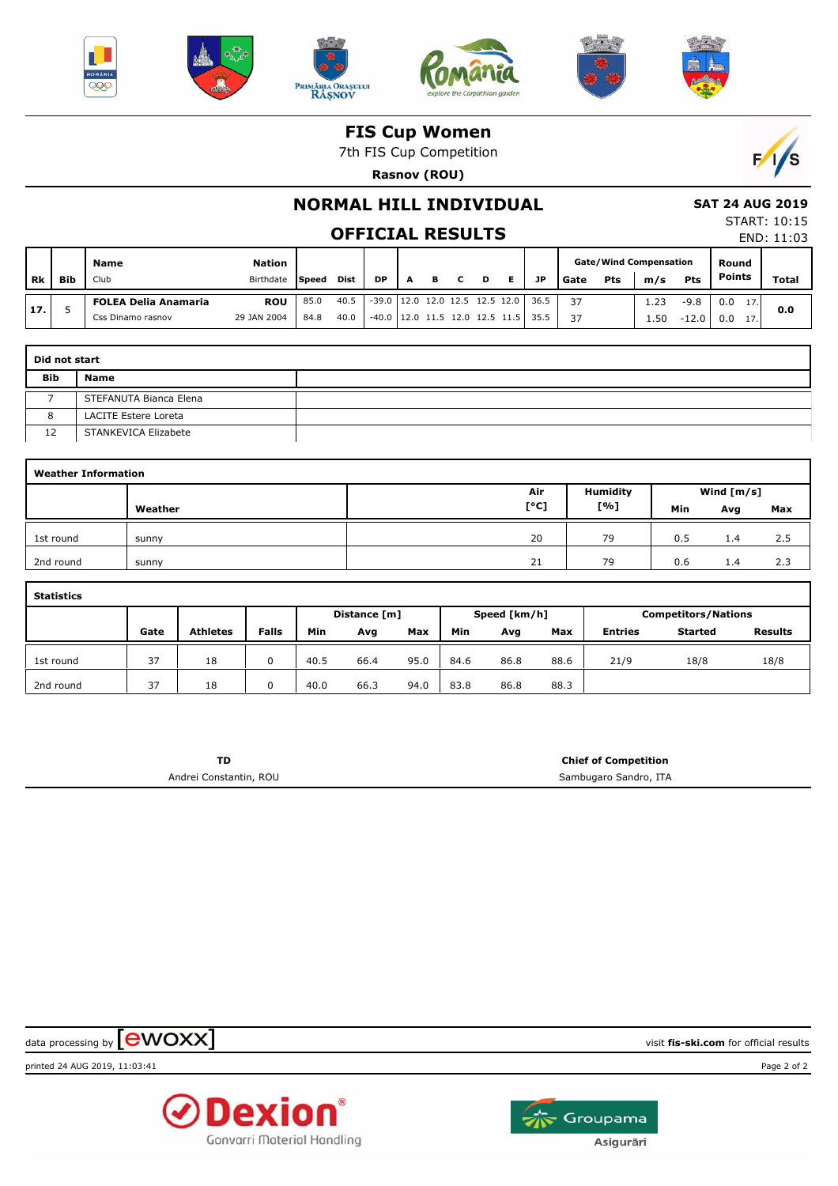# FIS Cup Women

7th FIS Cup Competition

**Rasnov (ROU)**

## NORMAL HILL INDIVIDUAL

**SAT 24 AUG 2019**

START: 10:15

END: 11:03

## OFFICIAL RESULTS

| Rk | Bib | Name / Club | Nation / Birthdate | Speed | Dist | DP | A | B | C | D | E | JP | Gate/Wind Compensation: Gate | Pts | m/s | Pts | Round Points | | Total |
|---|---|---|---|---|---|---|---|---|---|---|---|---|---|---|---|---|---|---|---|
| 17. | 5 | **FOLEA Delia Anamaria** | **ROU** | 85.0 | 40.5 | -39.0 | 12.0 | 12.0 | 12.5 | 12.5 | 12.0 | 36.5 | 37 | | 1.23 | -9.8 | 0.0 | 17. | 0.0 |
| | | Css Dinamo rasnov | 29 JAN 2004 | 84.8 | 40.0 | -40.0 | 12.0 | 11.5 | 12.0 | 12.5 | 11.5 | 35.5 | 37 | | 1.50 | -12.0 | 0.0 | 17. | |

### Did not start

| Bib | Name |
|---|---|
| 7 | STEFANUTA Bianca Elena |
| 8 | LACITE Estere Loreta |
| 12 | STANKEVICA Elizabete |

### Weather Information

| | Weather | Air [°C] | Humidity [%] | Wind [m/s] Min | Avg | Max |
|---|---|---|---|---|---|---|
| 1st round | sunny | 20 | 79 | 0.5 | 1.4 | 2.5 |
| 2nd round | sunny | 21 | 79 | 0.6 | 1.4 | 2.3 |

### Statistics

| | Gate | Athletes | Falls | Distance [m] Min | Avg | Max | Speed [km/h] Min | Avg | Max | Competitors/Nations Entries | Started | Results |
|---|---|---|---|---|---|---|---|---|---|---|---|---|
| 1st round | 37 | 18 | 0 | 40.5 | 66.4 | 95.0 | 84.6 | 86.8 | 88.6 | 21/9 | 18/8 | 18/8 |
| 2nd round | 37 | 18 | 0 | 40.0 | 66.3 | 94.0 | 83.8 | 86.8 | 88.3 | | | |

**TD**
Andrei Constantin, ROU

**Chief of Competition**
Sambugaro Sandro, ITA

data processing by ewoxx

visit **fis-ski.com** for official results

printed 24 AUG 2019, 11:03:41